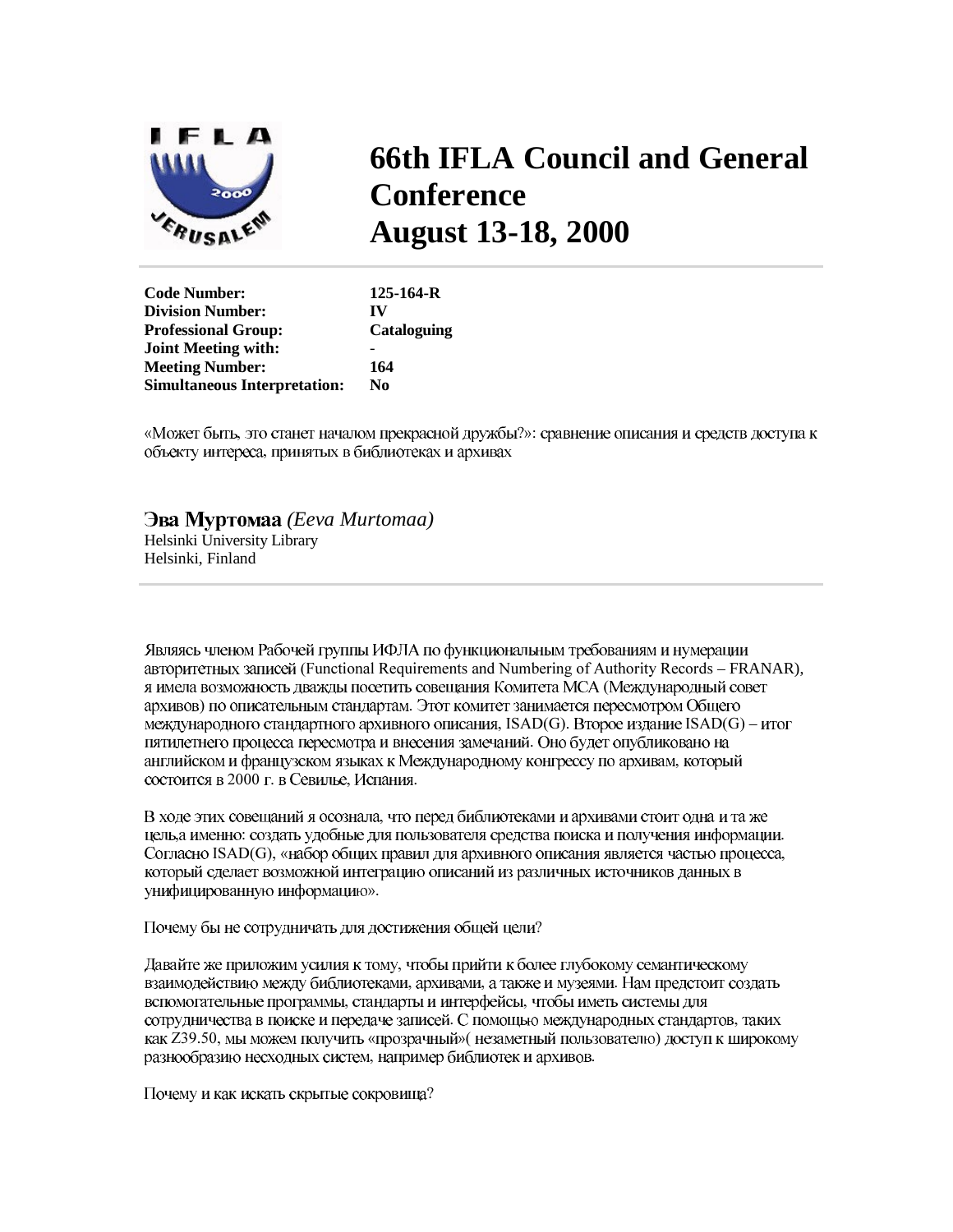# 66th IFLA Council and General Conference
# August 13-18, 2000

**Code Number:** 125-164-R
**Division Number:** IV
**Professional Group:** Cataloguing
**Joint Meeting with:** -
**Meeting Number:** 164
**Simultaneous Interpretation:** No

«Может быть, это станет началом прекрасной дружбы?»: сравнение описания и средств доступа к объекту интереса, принятых в библиотеках и архивах

**Эва Муртомаа** *(Eeva Murtomaa)*
Helsinki University Library
Helsinki, Finland

Являясь членом Рабочей группы ИФЛА по функциональным требованиям и нумерации авторитетных записей (Functional Requirements and Numbering of Authority Records – FRANAR), я имела возможность дважды посетить совещания Комитета МСА (Международный совет архивов) по описательным стандартам. Этот комитет занимается пересмотром Общего международного стандартного архивного описания, ISAD(G). Второе издание ISAD(G) – итог пятилетнего процесса пересмотра и внесения замечаний. Оно будет опубликовано на английском и французском языках к Международному конгрессу по архивам, который состоится в 2000 г. в Севилье, Испания.

В ходе этих совещаний я осознала, что перед библиотеками и архивами стоит одна и та же цель,а именно: создать удобные для пользователя средства поиска и получения информации. Согласно ISAD(G), «набор общих правил для архивного описания является частью процесса, который сделает возможной интеграцию описаний из различных источников данных в унифицированную информацию».

Почему бы не сотрудничать для достижения общей цели?

Давайте же приложим усилия к тому, чтобы прийти к более глубокому семантическому взаимодействию между библиотеками, архивами, а также музеями. Нам предстоит создать вспомогательные программы, стандарты и интерфейсы, чтобы иметь системы для сотрудничества в поиске и передаче записей. С помощью международных стандартов, таких как Z39.50, мы можем получить «прозрачный»( незаметный пользователю) доступ к широкому разнообразию несходных систем, например библиотек и архивов.

Почему и как искать скрытые сокровища?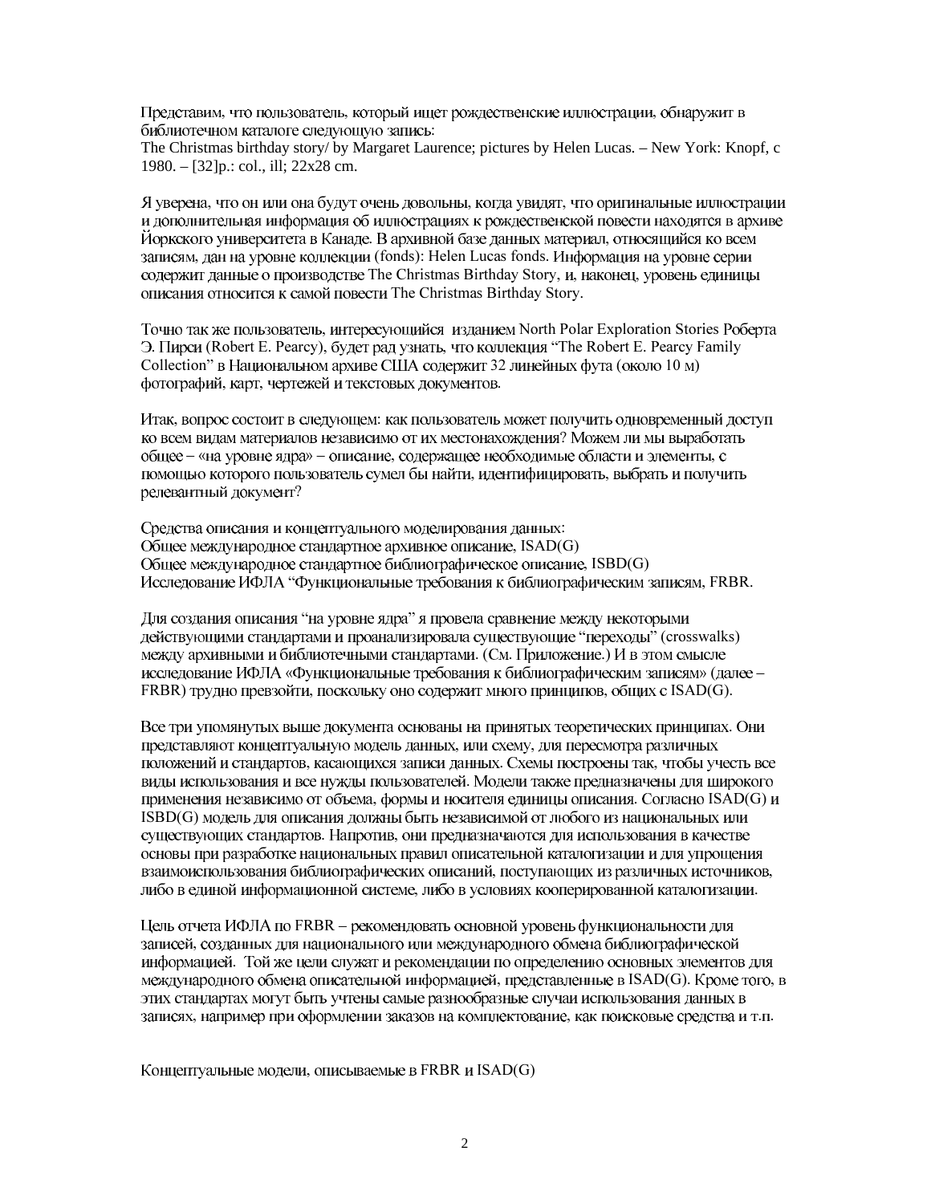Представим, что пользователь, который ищет рождественские иллюстрации, обнаружит в библиотечном каталоге следующую запись:
The Christmas birthday story/ by Margaret Laurence; pictures by Helen Lucas. – New York: Knopf, c 1980. – [32]p.: col., ill; 22x28 cm.

Я уверена, что он или она будут очень довольны, когда увидят, что оригинальные иллюстрации и дополнительная информация об иллюстрациях к рождественской повести находятся в архиве Йоркского университета в Канаде. В архивной базе данных материал, относящийся ко всем записям, дан на уровне коллекции (fonds): Helen Lucas fonds. Информация на уровне серии содержит данные о производстве The Christmas Birthday Story, и, наконец, уровень единицы описания относится к самой повести The Christmas Birthday Story.

Точно так же пользователь, интересующийся изданием North Polar Exploration Stories Роберта Э. Пирси (Robert E. Pearcy), будет рад узнать, что коллекция “The Robert E. Pearcy Family Collection” в Национальном архиве США содержит 32 линейных фута (около 10 м) фотографий, карт, чертежей и текстовых документов.

Итак, вопрос состоит в следующем: как пользователь может получить одновременный доступ ко всем видам материалов независимо от их местонахождения? Можем ли мы выработать общее – «на уровне ядра» – описание, содержащее необходимые области и элементы, с помощью которого пользователь сумел бы найти, идентифицировать, выбрать и получить релевантный документ?

Средства описания и концептуального моделирования данных:
Общее международное стандартное архивное описание, ISAD(G)
Общее международное стандартное библиографическое описание, ISBD(G)
Исследование ИФЛА “Функциональные требования к библиографическим записям, FRBR.

Для создания описания “на уровне ядра” я провела сравнение между некоторыми действующими стандартами и проанализировала существующие “переходы” (crosswalks) между архивными и библиотечными стандартами. (См. Приложение.) И в этом смысле исследование ИФЛА «Функциональные требования к библиографическим записям» (далее – FRBR) трудно превзойти, поскольку оно содержит много принципов, общих с ISAD(G).

Все три упомянутых выше документа основаны на принятых теоретических принципах. Они представляют концептуальную модель данных, или схему, для пересмотра различных положений и стандартов, касающихся записи данных. Схемы построены так, чтобы учесть все виды использования и все нужды пользователей. Модели также предназначены для широкого применения независимо от объема, формы и носителя единицы описания. Согласно ISAD(G) и ISBD(G) модель для описания должны быть независимой от любого из национальных или существующих стандартов. Напротив, они предназначаются для использования в качестве основы при разработке национальных правил описательной каталогизации и для упрощения взаимоиспользования библиографических описаний, поступающих из различных источников, либо в единой информационной системе, либо в условиях кооперированной каталогизации.

Цель отчета ИФЛА по FRBR – рекомендовать основной уровень функциональности для записей, созданных для национального или международного обмена библиографической информацией. Той же цели служат и рекомендации по определению основных элементов для международного обмена описательной информацией, представленные в ISAD(G). Кроме того, в этих стандартах могут быть учтены самые разнообразные случаи использования данных в записях, например при оформлении заказов на комплектование, как поисковые средства и т.п.

Концептуальные модели, описываемые в FRBR и ISAD(G)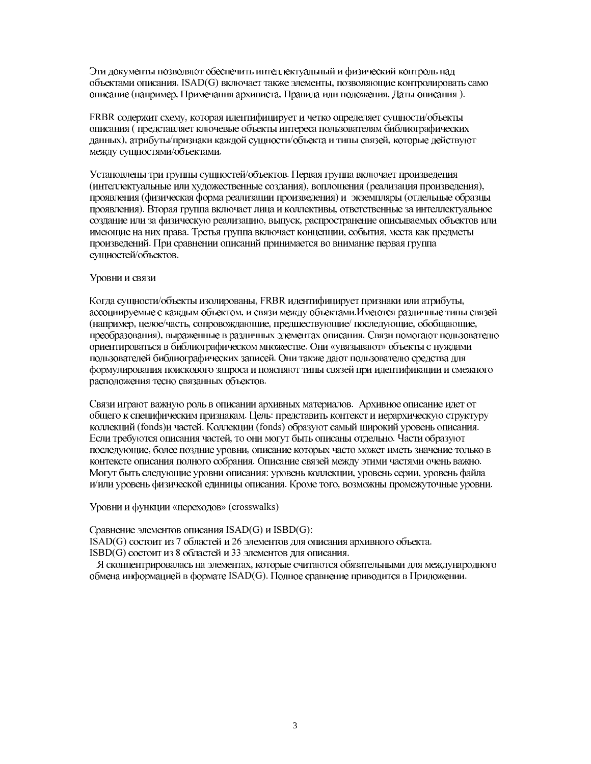Эти документы позволяют обеспечить интеллектуальный и физический контроль над объектами описания. ISAD(G) включает также элементы, позволяющие контролировать само описание (например, Примечания архивиста, Правила или положения, Даты описания ).

FRBR содержит схему, которая идентифицирует и четко определяет сущности/объекты описания ( представляет ключевые объекты интереса пользователям библиографических данных), атрибуты/признаки каждой сущности/объекта и типы связей, которые действуют между сущностями/объектами.

Установлены три группы сущностей/объектов. Первая группа включает произведения (интеллектуальные или художественные создания), воплощения (реализация произведения), проявления (физическая форма реализации произведения) и экземпляры (отдельные образцы проявления). Вторая группа включает лица и коллективы, ответственные за интеллектуальное создание или за физическую реализацию, выпуск, распространение описываемых объектов или имеющие на них права. Третья группа включает концепции, события, места как предметы произведений. При сравнении описаний принимается во внимание первая группа сущностей/объектов.

Уровни и связи

Когда сущности/объекты изолированы, FRBR идентифицирует признаки или атрибуты, ассоциируемые с каждым объектом, и связи между объектами.Имеются различные типы связей (например, целое/часть, сопровождающие, предшествующие/ последующие, обобщающие, преобразования), выраженные в различных элементах описания. Связи помогают пользователю ориентироваться в библиографическом множестве. Они «увязывают» объекты с нуждами пользователей библиографических записей. Они также дают пользователю средства для формулирования поискового запроса и поясняют типы связей при идентификации и смежного расположения тесно связанных объектов.

Связи играют важную роль в описании архивных материалов. Архивное описание идет от общего к специфическим признакам. Цель: представить контекст и иерархическую структуру коллекций (fonds)и частей. Коллекции (fonds) образуют самый широкий уровень описания. Если требуются описания частей, то они могут быть описаны отдельно. Части образуют последующие, более поздние уровни, описание которых часто может иметь значение только в контексте описания полного собрания. Описание связей между этими частями очень важно. Могут быть следующие уровни описания: уровень коллекции, уровень серии, уровень файла и/или уровень физической единицы описания. Кроме того, возможны промежуточные уровни.

Уровни и функции «переходов» (crosswalks)

Сравнение элементов описания ISAD(G) и ISBD(G):
ISAD(G) состоит из 7 областей и 26 элементов для описания архивного объекта.
ISBD(G) состоит из 8 областей и 33 элементов для описания.

Я сконцентрировалась на элементах, которые считаются обязательными для международного обмена информацией в формате ISAD(G). Полное сравнение приводится в Приложении.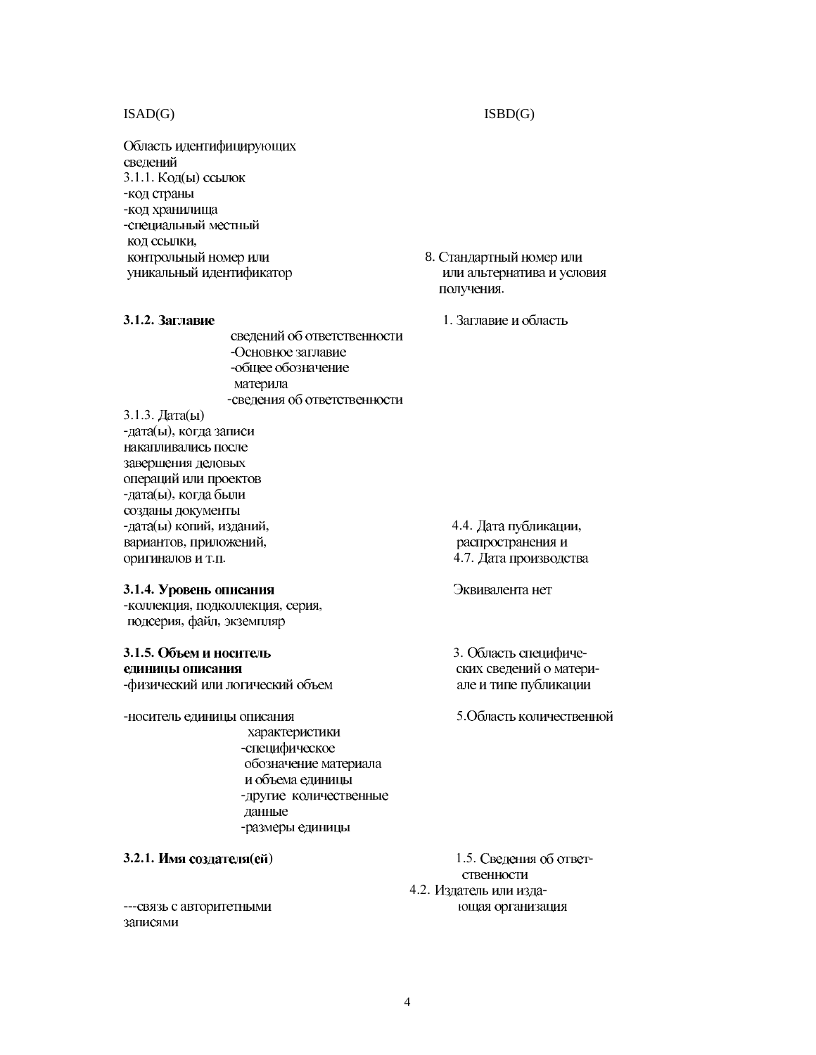| ISAD(G) | ISBD(G) |
|---|---|
| Область идентифицирующих сведений | |
| 3.1.1. Код(ы) ссылок<br>-код страны<br>-код хранилища<br>-специальный местный код ссылки, контрольный номер или уникальный идентификатор | 8. Стандартный номер или или альтернатива и условия получения. |
| **3.1.2. Заглавие** | 1. Заглавие и область сведений об ответственности<br>-Основное заглавие<br>-общее обозначение материла<br>-сведения об ответственности |
| 3.1.3. Дата(ы)<br>-дата(ы), когда записи накапливались после завершения деловых операций или проектов<br>-дата(ы), когда были созданы документы<br>-дата(ы) копий, изданий, вариантов, приложений, оригиналов и т.п. | 4.4. Дата публикации, распространения и<br>4.7. Дата производства |
| **3.1.4. Уровень описания**<br>-коллекция, подколлекция, серия, подсерия, файл, экземпляр | Эквивалента нет |
| **3.1.5. Объем и носитель единицы описания**<br>-физический или логический объем | 3. Область специфических сведений о материале и типе публикации |
| -носитель единицы описания | 5.Область количественной характеристики<br>-специфическое обозначение материала и объема единицы<br>-другие количественные данные<br>-размеры единицы |
| **3.2.1. Имя создателя(ей)**<br>---связь с авторитетными записями | 1.5. Сведения об ответственности<br>4.2. Издатель или издающая организация |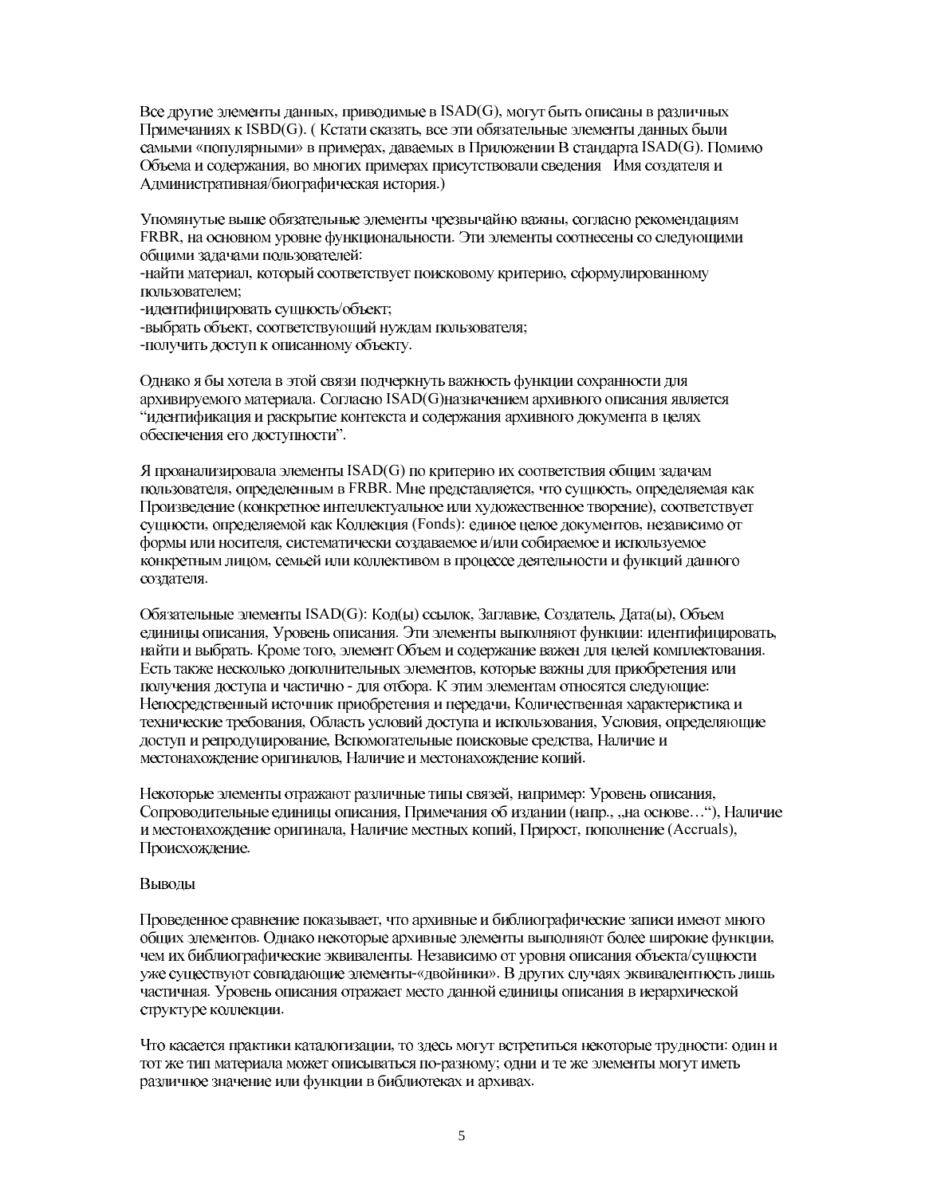Все другие элементы данных, приводимые в ISAD(G), могут быть описаны в различных Примечаниях к ISBD(G). ( Кстати сказать, все эти обязательные элементы данных были самыми «популярными» в примерах, даваемых в Приложении В стандарта ISAD(G). Помимо Объема и содержания, во многих примерах присутствовали сведения Имя создателя и Административная/биографическая история.)

Упомянутые выше обязательные элементы чрезвычайно важны, согласно рекомендациям FRBR, на основном уровне функциональности. Эти элементы соотнесены со следующими общими задачами пользователей:
-найти материал, который соответствует поисковому критерию, сформулированному пользователем;
-идентифицировать сущность/объект;
-выбрать объект, соответствующий нуждам пользователя;
-получить доступ к описанному объекту.

Однако я бы хотела в этой связи подчеркнуть важность функции сохранности для архивируемого материала. Согласно ISAD(G)назначением архивного описания является "идентификация и раскрытие контекста и содержания архивного документа в целях обеспечения его доступности".

Я проанализировала элементы ISAD(G) по критерию их соответствия общим задачам пользователя, определенным в FRBR. Мне представляется, что сущность, определяемая как Произведение (конкретное интеллектуальное или художественное творение), соответствует сущности, определяемой как Коллекция (Fonds): единое целое документов, независимо от формы или носителя, систематически создаваемое и/или собираемое и используемое конкретным лицом, семьей или коллективом в процессе деятельности и функций данного создателя.

Обязательные элементы ISAD(G): Код(ы) ссылок, Заглавие, Создатель, Дата(ы), Объем единицы описания, Уровень описания. Эти элементы выполняют функции: идентифицировать, найти и выбрать. Кроме того, элемент Объем и содержание важен для целей комплектования. Есть также несколько дополнительных элементов, которые важны для приобретения или получения доступа и частично - для отбора. К этим элементам относятся следующие: Непосредственный источник приобретения и передачи, Количественная характеристика и технические требования, Область условий доступа и использования, Условия, определяющие доступ и репродуцирование, Вспомогательные поисковые средства, Наличие и местонахождение оригиналов, Наличие и местонахождение копий.

Некоторые элементы отражают различные типы связей, например: Уровень описания, Сопроводительные единицы описания, Примечания об издании (напр., „на основе…“), Наличие и местонахождение оригинала, Наличие местных копий, Прирост, пополнение (Accruals), Происхождение.

Выводы

Проведенное сравнение показывает, что архивные и библиографические записи имеют много общих элементов. Однако некоторые архивные элементы выполняют более широкие функции, чем их библиографические эквиваленты. Независимо от уровня описания объекта/сущности уже существуют совпадающие элементы-«двойники». В других случаях эквивалентность лишь частичная. Уровень описания отражает место данной единицы описания в иерархической структуре коллекции.

Что касается практики каталогизации, то здесь могут встретиться некоторые трудности: один и тот же тип материала может описываться по-разному; одни и те же элементы могут иметь различное значение или функции в библиотеках и архивах.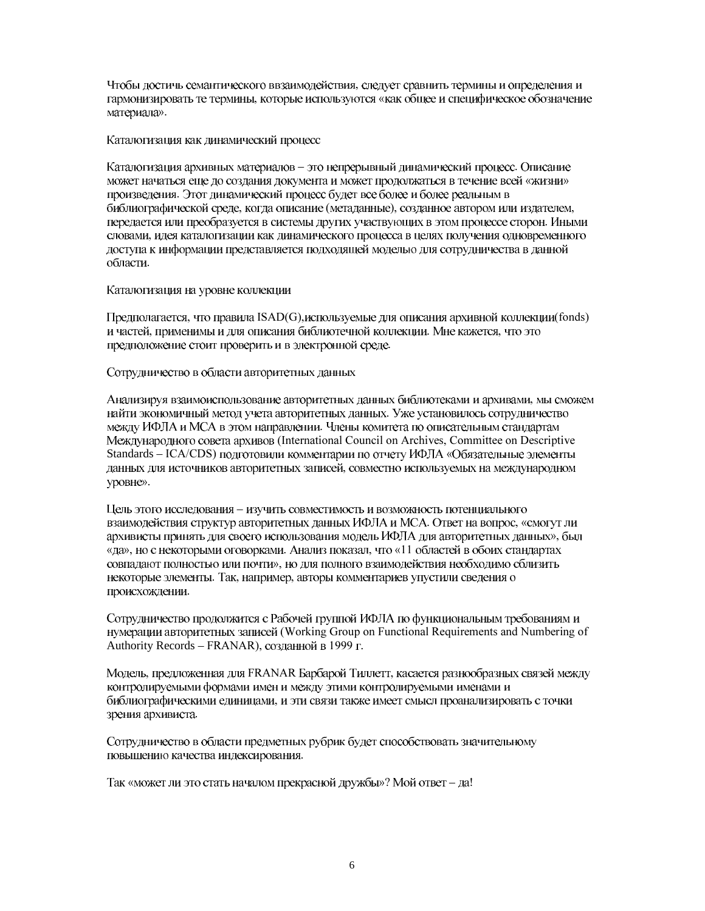Чтобы достичь семантического ввзаимодействия, следует сравнить термины и определения и гармонизировать те термины, которые используются «как общее и специфическое обозначение материала».

## Каталогизация как динамический процесс

Каталогизация архивных материалов – это непрерывный динамический процесс. Описание может начаться еще до создания документа и может продолжаться в течение всей «жизни» произведения. Этот динамический процесс будет все более и более реальным в библиографической среде, когда описание (метаданные), созданное автором или издателем, передается или преобразуется в системы других участвующих в этом процессе сторон. Иными словами, идея каталогизации как динамического процесса в целях получения однювременного доступа к информации представляется подходящей моделью для сотрудничества в данной области.

## Каталогизация на уровне коллекции

Предполагается, что правила ISAD(G),используемые для описания архивной коллекции(fonds) и частей, применимы и для описания библиотечной коллекции. Мне кажется, что это предположение стоит проверить и в электронной среде.

## Сотрудничество в области авторитетных данных

Анализируя взаимоиспользование авторитетных данных библиотеками и архивами, мы сможем найти экономичный метод учета авторитетных данных. Уже установилось сотрудничество между ИФЛА и МСА в этом направлении. Члены комитета по описательным стандартам Международного совета архивов (International Council on Archives, Committee on Descriptive Standards – ICA/CDS) подготовили комментарии по отчету ИФЛА «Обязательные элементы данных для источников авторитетных записей, совместно используемых на международном уровне».

Цель этого исследования – изучить совместимость и возможность потенциального взаимодействия структур авторитетных данных ИФЛА и МСА. Ответ на вопрос, «смогут ли архивисты принять для своего использования модель ИФЛА для авторитетных данных», был «да», но с некоторыми оговорками. Анализ показал, что «11 областей в обоих стандартах совпадают полностью или почти», но для полного взаимодействия необходимо сблизить некоторые элементы. Так, например, авторы комментариев упустили сведения о происхождении.

Сотрудничество продолжится с Рабочей группой ИФЛА по функциональным требованиям и нумерации авторитетных записей (Working Group on Functional Requirements and Numbering of Authority Records – FRANAR), созданной в 1999 г.

Модель, предложенная для FRANAR Барбарой Тиллетт, касается разнообразных связей между контролируемыми формами имен и между этими контролируемыми именами и библиографическими единицами, и эти связи также имеет смысл проанализировать с точки зрения архивиста.

Сотрудничество в области предметных рубрик будет способствовать значительному повышению качества индексирования.

Так «может ли это стать началом прекрасной дружбы»? Мой ответ – да!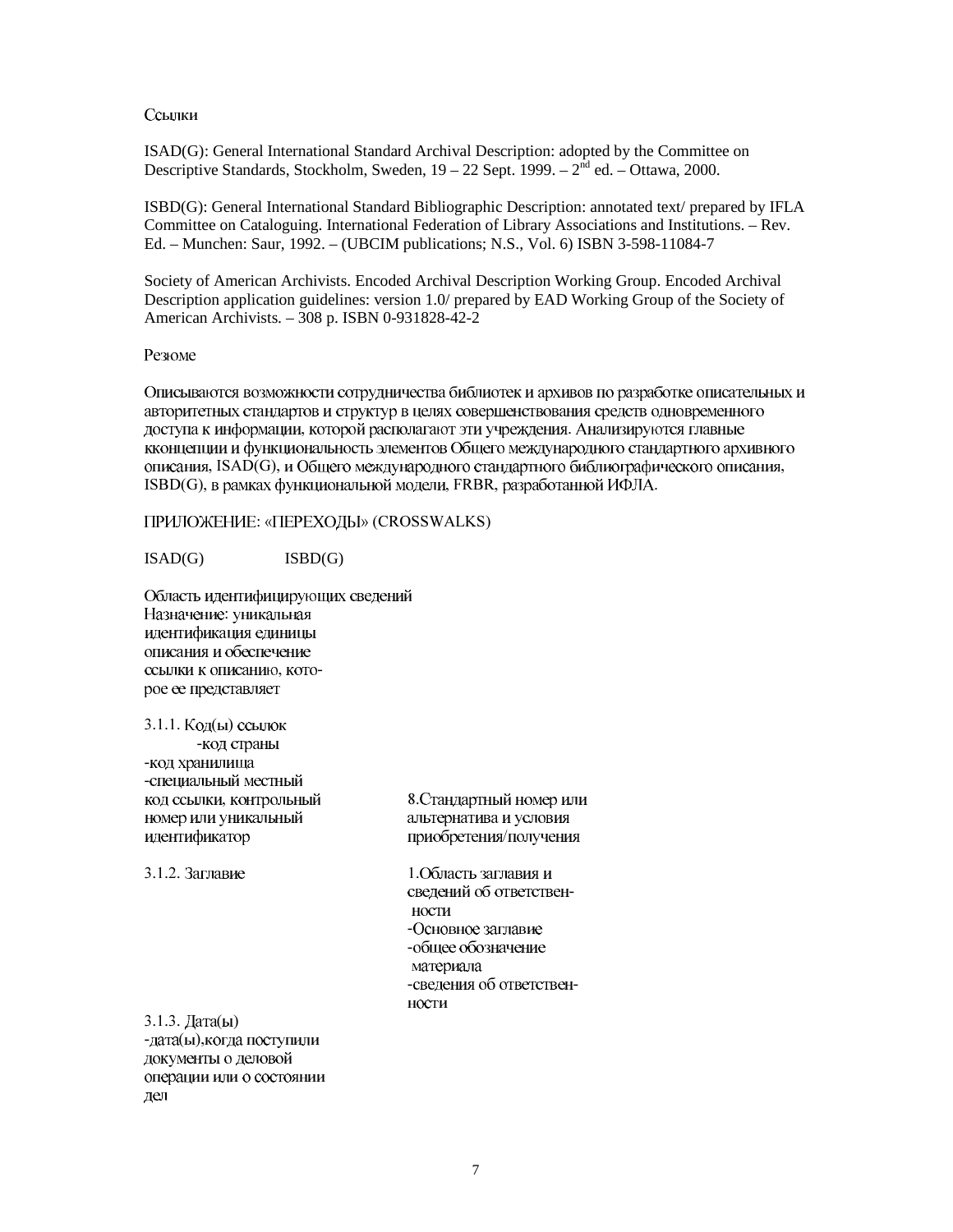Ссылки

ISAD(G): General International Standard Archival Description: adopted by the Committee on Descriptive Standards, Stockholm, Sweden, 19 – 22 Sept. 1999. – 2nd ed. – Ottawa, 2000.

ISBD(G): General International Standard Bibliographic Description: annotated text/ prepared by IFLA Committee on Cataloguing. International Federation of Library Associations and Institutions. – Rev. Ed. – Munchen: Saur, 1992. – (UBCIM publications; N.S., Vol. 6) ISBN 3-598-11084-7

Society of American Archivists. Encoded Archival Description Working Group. Encoded Archival Description application guidelines: version 1.0/ prepared by EAD Working Group of the Society of American Archivists. – 308 p. ISBN 0-931828-42-2

Резюме

Описываются возможности сотрудничества библиотек и архивов по разработке описательных и авторитетных стандартов и структур в целях совершенствования средств одновременного доступа к информации, которой располагают эти учреждения. Анализируются главные кконцепции и функциональность элементов Общего международного стандартного архивного описания, ISAD(G), и Общего международного стандартного библиографического описания, ISBD(G), в рамках функциональной модели, FRBR, разработанной ИФЛА.

ПРИЛОЖЕНИЕ: «ПЕРЕХОДЫ» (CROSSWALKS)

| ISAD(G) | ISBD(G) |
| --- | --- |
| Область идентифицирующих сведений<br>Назначение: уникальная идентификация единицы описания и обеспечение ссылки к описанию, которое ее представляет | |
| 3.1.1. Код(ы) ссылок<br>-код страны<br>-код хранилища<br>-специальный местный код ссылки, контрольный номер или уникальный идентификатор | 8.Стандартный номер или альтернатива и условия приобретения/получения |
| 3.1.2. Заглавие | 1.Область заглавия и сведений об ответственности<br>-Основное заглавие<br>-общее обозначение материала<br>-сведения об ответственности |
| 3.1.3. Дата(ы)<br>-дата(ы),когда поступили документы о деловой операции или о состоянии дел | |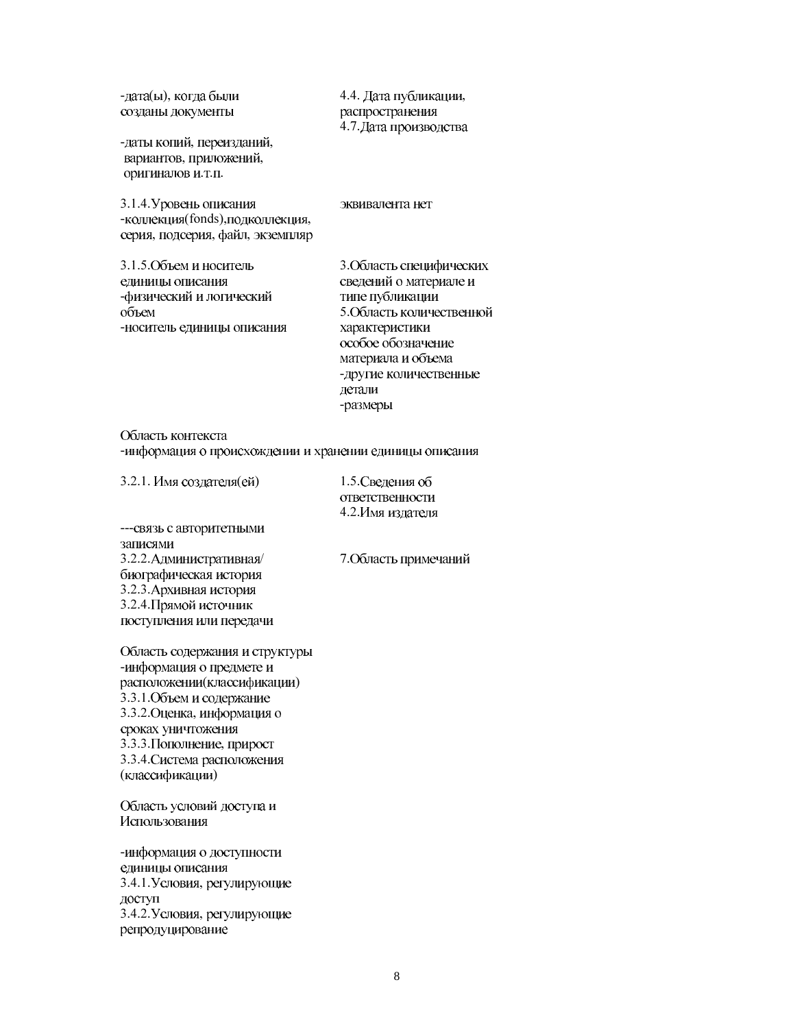| | |
|---|---|
| -дата(ы), когда были созданы документы<br><br>-даты копий, переизданий, вариантов, приложений, оригиналов и.т.п. | 4.4. Дата публикации, распространения<br>4.7.Дата производства |
| 3.1.4.Уровень описания<br>-коллекция(fonds),подколлекция, серия, подсерия, файл, экземпляр | эквивалента нет |
| 3.1.5.Объем и носитель единицы описания<br>-физический и логический объем<br>-носитель единицы описания | 3.Область специфических сведений о материале и типе публикации<br>5.Область количественной характеристики<br>особое обозначение материала и объема<br>-другие количественные детали<br>-размеры |
| Область контекста<br>-информация о происхождении и хранении единицы описания | |
| 3.2.1. Имя создателя(ей) | 1.5.Сведения об ответственности<br>4.2.Имя издателя |
| ---связь с авторитетными записями<br>3.2.2.Административная/ биографическая история<br>3.2.3.Архивная история<br>3.2.4.Прямой источник поступления или передачи | 7.Область примечаний |
| Область содержания и структуры<br>-информация о предмете и расположении(классификации)<br>3.3.1.Объем и содержание<br>3.3.2.Оценка, информация о сроках уничтожения<br>3.3.3.Пополнение, прирост<br>3.3.4.Система расположения (классификации) | |
| Область условий доступа и Использования<br><br>-информация о доступности единицы описания<br>3.4.1.Условия, регулирующие доступ<br>3.4.2.Условия, регулирующие репродуцирование | |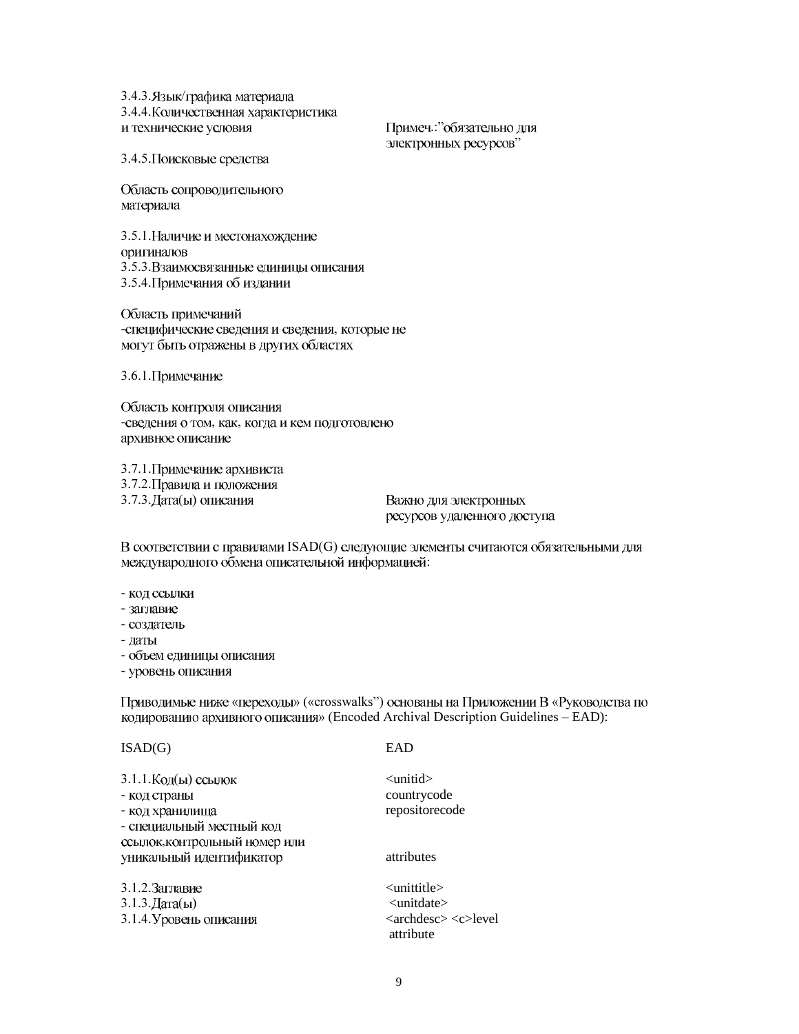3.4.3.Язык/графика материала
3.4.4.Количественная характеристика и технические условия — Примеч.:"обязательно для электронных ресурсов"

3.4.5.Поисковые средства

Область сопроводительного материала

3.5.1.Наличие и местонахождение оригиналов
3.5.3.Взаимосвязанные единицы описания
3.5.4.Примечания об издании

Область примечаний
-специфические сведения и сведения, которые не могут быть отражены в других областях

3.6.1.Примечание

Область контроля описания
-сведения о том, как, когда и кем подготовлено архивное описание

3.7.1.Примечание архивиста
3.7.2.Правила и положения
3.7.3.Дата(ы) описания — Важно для электронных ресурсов удаленного доступа

В соответствии с правилами ISAD(G) следующие элементы считаются обязательными для международного обмена описательной информацией:

- код ссылки
- заглавие
- создатель
- даты
- объем единицы описания
- уровень описания

Приводимые ниже «переходы» («crosswalks") основаны на Приложении В «Руководства по кодированию архивного описания» (Encoded Archival Description Guidelines – EAD):

| ISAD(G) | EAD |
|---|---|
| 3.1.1.Код(ы) ссылок | <unitid> |
| - код страны | countrycode |
| - код хранилища | repositorecode |
| - специальный местный код ссылок,контрольный номер или уникальный идентификатор | attributes |
| 3.1.2.Заглавие | <unittitle> |
| 3.1.3.Дата(ы) | <unitdate> |
| 3.1.4.Уровень описания | <archdesc> <c>level attribute |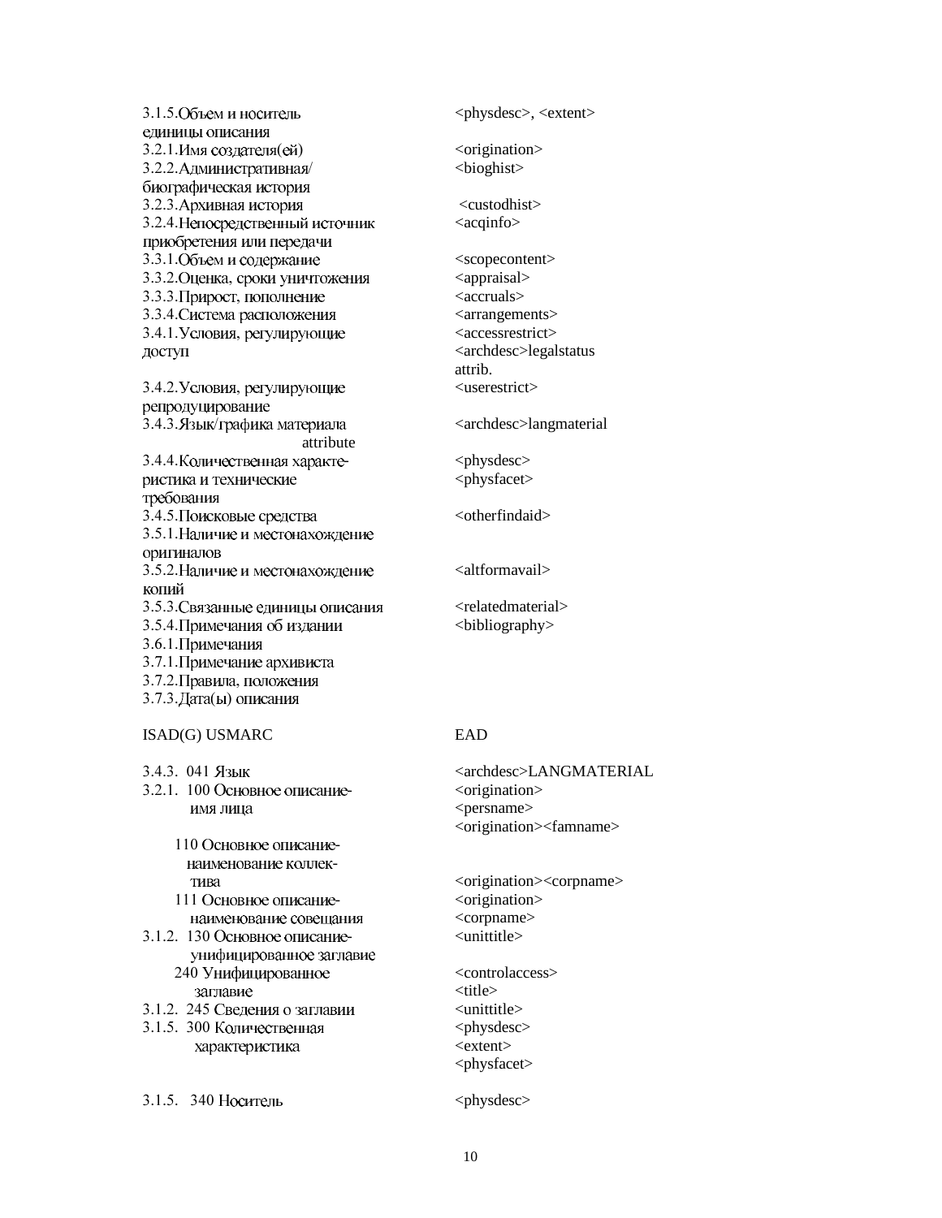| | |
|---|---|
| 3.1.5.Объем и носитель единицы описания | <physdesc>, <extent> |
| 3.2.1.Имя создателя(ей) | <origination> |
| 3.2.2.Административная/ биографическая история | <bioghist> |
| 3.2.3.Архивная история | <custodhist> |
| 3.2.4.Непосредственный источник приобретения или передачи | <acqinfo> |
| 3.3.1.Объем и содержание | <scopecontent> |
| 3.3.2.Оценка, сроки уничтожения | <appraisal> |
| 3.3.3.Прирост, пополнение | <accruals> |
| 3.3.4.Система расположения | <arrangements> |
| 3.4.1.Условия, регулирующие доступ | <accessrestrict> <archdesc>legalstatus attrib. |
| 3.4.2.Условия, регулирующие репродуцирование | <userestrict> |
| 3.4.3.Язык/графика материала | <archdesc>langmaterial attribute |
| 3.4.4.Количественная характеристика и технические требования | <physdesc> <physfacet> |
| 3.4.5.Поисковые средства | <otherfindaid> |
| 3.5.1.Наличие и местонахождение оригиналов | |
| 3.5.2.Наличие и местонахождение копий | <altformavail> |
| 3.5.3.Связанные единицы описания | <relatedmaterial> |
| 3.5.4.Примечания об издании | <bibliography> |
| 3.6.1.Примечания | |
| 3.7.1.Примечание архивиста | |
| 3.7.2.Правила, положения | |
| 3.7.3.Дата(ы) описания | |

| ISAD(G) USMARC | EAD |
|---|---|
| 3.4.3. 041 Язык | <archdesc>LANGMATERIAL |
| 3.2.1. 100 Основное описание-имя лица | <origination> <persname> <origination><famname> |
| 110 Основное описание-наименование коллектива | <origination><corpname> |
| 111 Основное описание-наименование совещания | <origination> <corpname> |
| 3.1.2. 130 Основное описание-унифицированное заглавие | <unittitle> |
| 240 Унифицированное заглавие | <controlaccess> <title> |
| 3.1.2. 245 Сведения о заглавии | <unittitle> |
| 3.1.5. 300 Количественная характеристика | <physdesc> <extent> <physfacet> |
| 3.1.5. 340 Носитель | <physdesc> |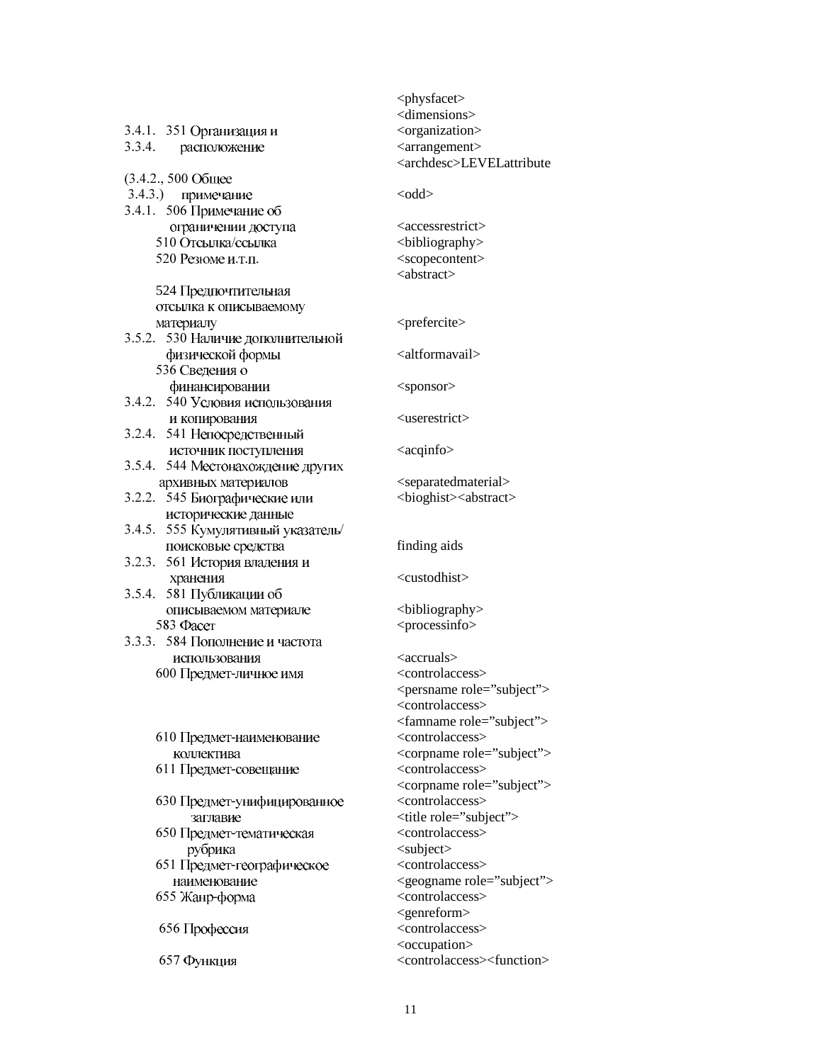| | | |
|---|---|---|
| | | <physfacet> |
| | | <dimensions> |
| 3.4.1. 3.3.4. | 351 Организация и расположение | <organization> <arrangement> <archdesc>LEVELattribute |
| (3.4.2., 3.4.3.) | 500 Общее примечание | <odd> |
| 3.4.1. | 506 Примечание об ограничении доступа | <accessrestrict> |
| | 510 Отсылка/ссылка | <bibliography> |
| | 520 Резюме и.т.п. | <scopecontent> <abstract> |
| | 524 Предпочтительная отсылка к описываемому материалу | <prefercite> |
| 3.5.2. | 530 Наличие дополнительной физической формы | <altformavail> |
| | 536 Сведения о финансировании | <sponsor> |
| 3.4.2. | 540 Условия использования и копирования | <userestrict> |
| 3.2.4. | 541 Непосредственный источник поступления | <acqinfo> |
| 3.5.4. | 544 Местонахождение других архивных материалов | <separatedmaterial> |
| 3.2.2. | 545 Биографические или исторические данные | <bioghist><abstract> |
| 3.4.5. | 555 Кумулятивный указатель/ поисковые средства | finding aids |
| 3.2.3. | 561 История владения и хранения | <custodhist> |
| 3.5.4. | 581 Публикации об описываемом материале | <bibliography> |
| | 583 Фасет | <processinfo> |
| 3.3.3. | 584 Пополнение и частота использования | <accruals> |
| | 600 Предмет-личное имя | <controlaccess> <persname role="subject"> <controlaccess> <famname role="subject"> |
| | 610 Предмет-наименование коллектива | <controlaccess> <corpname role="subject"> |
| | 611 Предмет-совещание | <controlaccess> <corpname role="subject"> |
| | 630 Предмет-унифицированное заглавие | <controlaccess> <title role="subject"> |
| | 650 Предмет-тематическая рубрика | <controlaccess> <subject> |
| | 651 Предмет-географическое наименование | <controlaccess> <geogname role="subject"> |
| | 655 Жанр-форма | <controlaccess> <genreform> |
| | 656 Профессия | <controlaccess> <occupation> |
| | 657 Функция | <controlaccess><function> |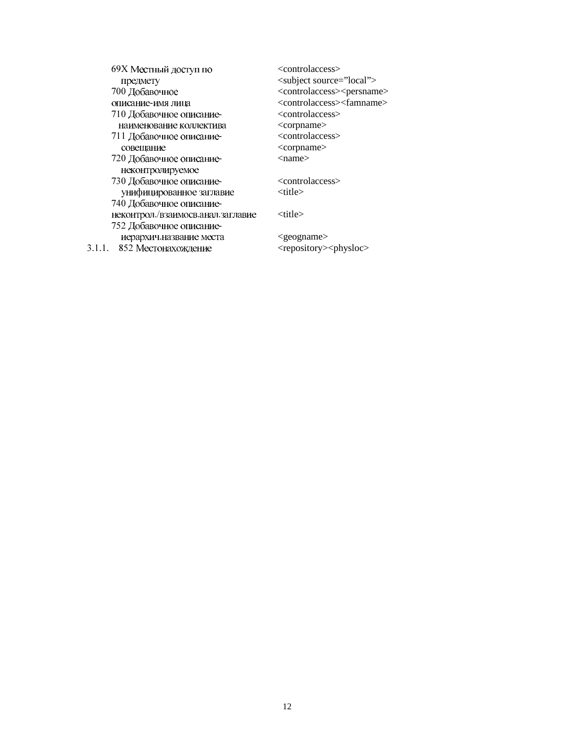| | |
|---|---|
| 69X Местный доступ по предмету | <controlaccess> <subject source=”local”> |
| 700 Добавочное описание-имя лица | <controlaccess><persname> <controlaccess><famname> |
| 710 Добавочное описание-наименование коллектива | <controlaccess> <corpname> |
| 711 Добавочное описание-совещание | <controlaccess> <corpname> |
| 720 Добавочное описание-неконтролируемое | <name> |
| 730 Добавочное описание-унифицированное заглавие | <controlaccess> <title> |
| 740 Добавочное описание-неконтрол./взаимосв.анал.заглавие | <title> |
| 752 Добавочное описание-иерархич.название места | <geogname> |
| 3.1.1. 852 Местонахождение | <repository><physloc> |